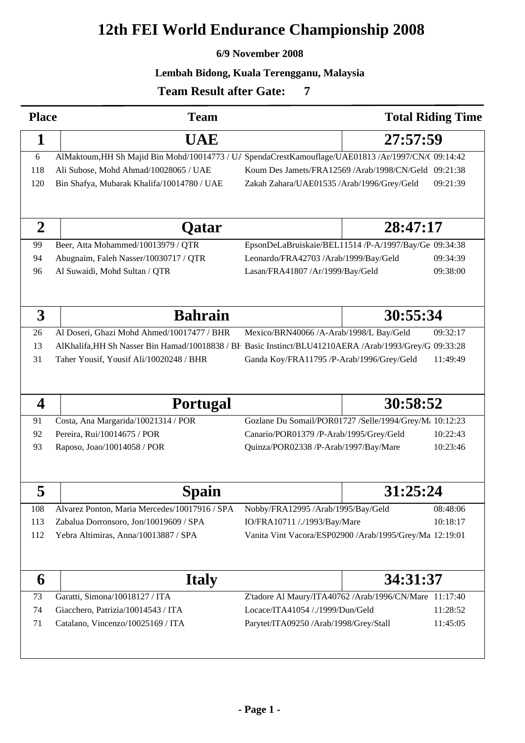# 12th FEI World Endurance Championship 2008

**6/9 November 2008**

**Lembah Bidong, Kuala Terengganu, Malaysia**

**Team Result after Gate: 7**

| Place | Team | Horse | Total Riding Time |
|---|---|---|---|
| **1** | **UAE** | | **27:57:59** |
| 6 | AlMaktoum,HH Sh Majid Bin Mohd/10014773 / UA | SpendaCrestKamouflage/UAE01813 /Ar/1997/CN/( | 09:14:42 |
| 118 | Ali Subose, Mohd Ahmad/10028065 / UAE | Koum Des Jamets/FRA12569 /Arab/1998/CN/Geld | 09:21:38 |
| 120 | Bin Shafya, Mubarak Khalifa/10014780 / UAE | Zakah Zahara/UAE01535 /Arab/1996/Grey/Geld | 09:21:39 |
| **2** | **Qatar** | | **28:47:17** |
| 99 | Beer, Atta Mohammed/10013979 / QTR | EpsonDeLaBruiskaie/BEL11514 /P-A/1997/Bay/Ge | 09:34:38 |
| 94 | Abugnaim, Faleh Nasser/10030717 / QTR | Leonardo/FRA42703 /Arab/1999/Bay/Geld | 09:34:39 |
| 96 | Al Suwaidi, Mohd Sultan / QTR | Lasan/FRA41807 /Ar/1999/Bay/Geld | 09:38:00 |
| **3** | **Bahrain** | | **30:55:34** |
| 26 | Al Doseri, Ghazi Mohd Ahmed/10017477 / BHR | Mexico/BRN40066 /A-Arab/1998/L Bay/Geld | 09:32:17 |
| 13 | AlKhalifa,HH Sh Nasser Bin Hamad/10018838 / BH | Basic Instinct/BLU41210AERA /Arab/1993/Grey/G | 09:33:28 |
| 31 | Taher Yousif, Yousif Ali/10020248 / BHR | Ganda Koy/FRA11795 /P-Arab/1996/Grey/Geld | 11:49:49 |
| **4** | **Portugal** | | **30:58:52** |
| 91 | Costa, Ana Margarida/10021314 / POR | Gozlane Du Somail/POR01727 /Selle/1994/Grey/Ma | 10:12:23 |
| 92 | Pereira, Rui/10014675 / POR | Canario/POR01379 /P-Arab/1995/Grey/Geld | 10:22:43 |
| 93 | Raposo, Joao/10014058 / POR | Quinza/POR02338 /P-Arab/1997/Bay/Mare | 10:23:46 |
| **5** | **Spain** | | **31:25:24** |
| 108 | Alvarez Ponton, Maria Mercedes/10017916 / SPA | Nobby/FRA12995 /Arab/1995/Bay/Geld | 08:48:06 |
| 113 | Zabalua Dorronsoro, Jon/10019609 / SPA | IO/FRA10711 /./1993/Bay/Mare | 10:18:17 |
| 112 | Yebra Altimiras, Anna/10013887 / SPA | Vanita Vint Vacora/ESP02900 /Arab/1995/Grey/Ma | 12:19:01 |
| **6** | **Italy** | | **34:31:37** |
| 73 | Garatti, Simona/10018127 / ITA | Z'tadore Al Maury/ITA40762 /Arab/1996/CN/Mare | 11:17:40 |
| 74 | Giacchero, Patrizia/10014543 / ITA | Locace/ITA41054 /./1999/Dun/Geld | 11:28:52 |
| 71 | Catalano, Vincenzo/10025169 / ITA | Parytet/ITA09250 /Arab/1998/Grey/Stall | 11:45:05 |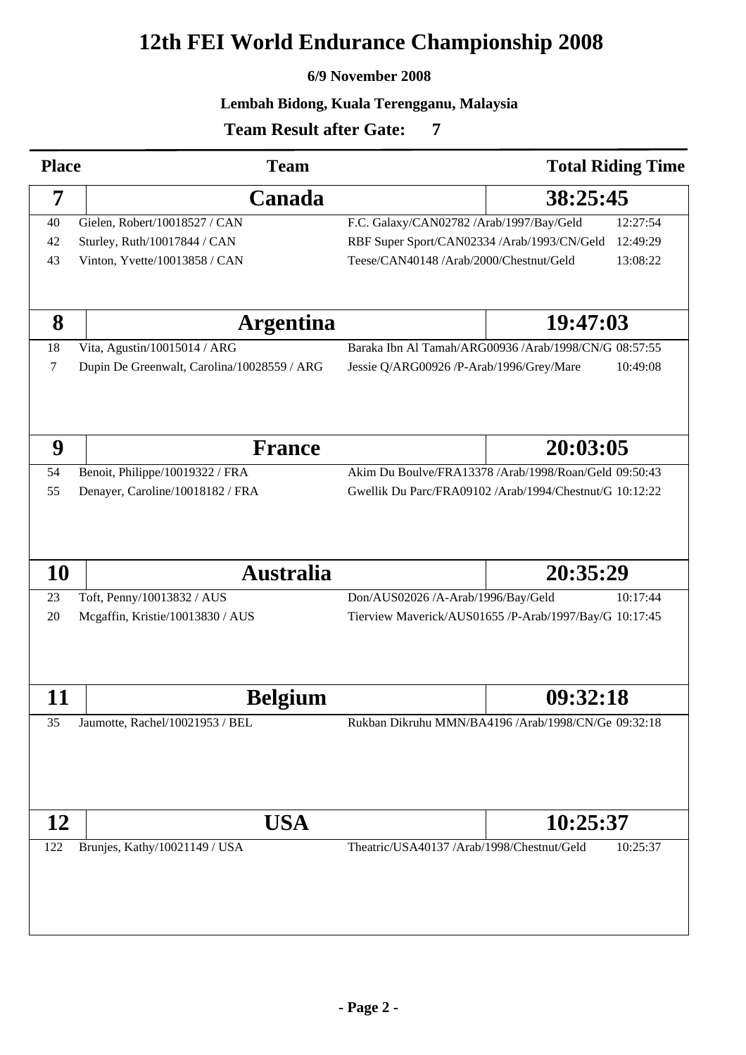# 12th FEI World Endurance Championship 2008

**6/9 November 2008**

**Lembah Bidong, Kuala Terengganu, Malaysia**

**Team Result after Gate: 7**

| Place | Team | | Total Riding Time |
|---|---|---|---|
| **7** | **Canada** | | **38:25:45** |
| 40 | Gielen, Robert/10018527 / CAN | F.C. Galaxy/CAN02782 /Arab/1997/Bay/Geld | 12:27:54 |
| 42 | Sturley, Ruth/10017844 / CAN | RBF Super Sport/CAN02334 /Arab/1993/CN/Geld | 12:49:29 |
| 43 | Vinton, Yvette/10013858 / CAN | Teese/CAN40148 /Arab/2000/Chestnut/Geld | 13:08:22 |
| **8** | **Argentina** | | **19:47:03** |
| 18 | Vita, Agustin/10015014 / ARG | Baraka Ibn Al Tamah/ARG00936 /Arab/1998/CN/G | 08:57:55 |
| 7 | Dupin De Greenwalt, Carolina/10028559 / ARG | Jessie Q/ARG00926 /P-Arab/1996/Grey/Mare | 10:49:08 |
| **9** | **France** | | **20:03:05** |
| 54 | Benoit, Philippe/10019322 / FRA | Akim Du Boulve/FRA13378 /Arab/1998/Roan/Geld | 09:50:43 |
| 55 | Denayer, Caroline/10018182 / FRA | Gwellik Du Parc/FRA09102 /Arab/1994/Chestnut/G | 10:12:22 |
| **10** | **Australia** | | **20:35:29** |
| 23 | Toft, Penny/10013832 / AUS | Don/AUS02026 /A-Arab/1996/Bay/Geld | 10:17:44 |
| 20 | Mcgaffin, Kristie/10013830 / AUS | Tierview Maverick/AUS01655 /P-Arab/1997/Bay/G | 10:17:45 |
| **11** | **Belgium** | | **09:32:18** |
| 35 | Jaumotte, Rachel/10021953 / BEL | Rukban Dikruhu MMN/BA4196 /Arab/1998/CN/Ge | 09:32:18 |
| **12** | **USA** | | **10:25:37** |
| 122 | Brunjes, Kathy/10021149 / USA | Theatric/USA40137 /Arab/1998/Chestnut/Geld | 10:25:37 |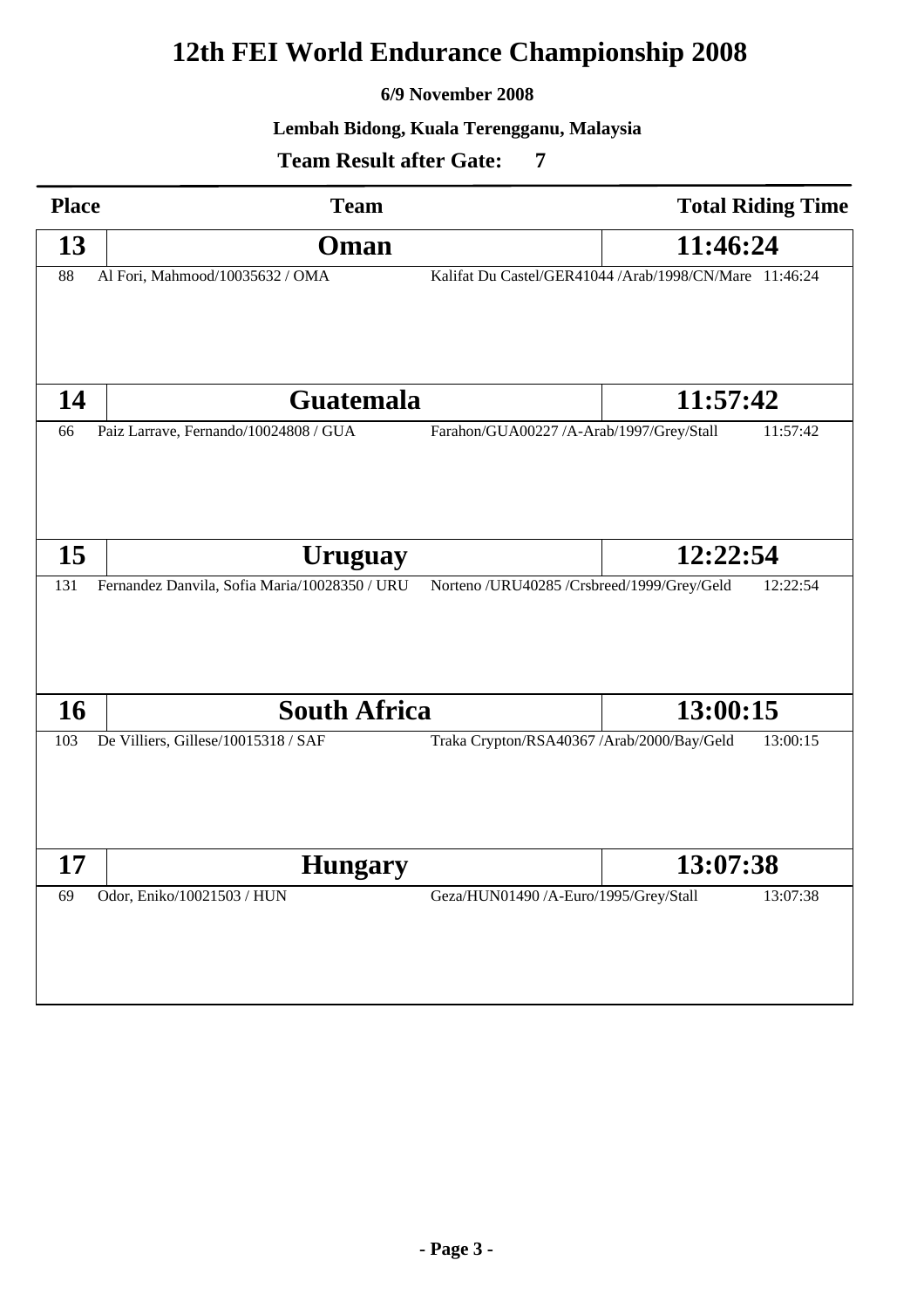# 12th FEI World Endurance Championship 2008

**6/9 November 2008**

**Lembah Bidong, Kuala Terengganu, Malaysia**

**Team Result after Gate: 7**

| Place | Team | | Total Riding Time |
|---|---|---|---|
| **13** | **Oman** | | **11:46:24** |
| 88 | Al Fori, Mahmood/10035632 / OMA | Kalifat Du Castel/GER41044 /Arab/1998/CN/Mare | 11:46:24 |
| **14** | **Guatemala** | | **11:57:42** |
| 66 | Paiz Larrave, Fernando/10024808 / GUA | Farahon/GUA00227 /A-Arab/1997/Grey/Stall | 11:57:42 |
| **15** | **Uruguay** | | **12:22:54** |
| 131 | Fernandez Danvila, Sofia Maria/10028350 / URU | Norteno /URU40285 /Crsbreed/1999/Grey/Geld | 12:22:54 |
| **16** | **South Africa** | | **13:00:15** |
| 103 | De Villiers, Gillese/10015318 / SAF | Traka Crypton/RSA40367 /Arab/2000/Bay/Geld | 13:00:15 |
| **17** | **Hungary** | | **13:07:38** |
| 69 | Odor, Eniko/10021503 / HUN | Geza/HUN01490 /A-Euro/1995/Grey/Stall | 13:07:38 |